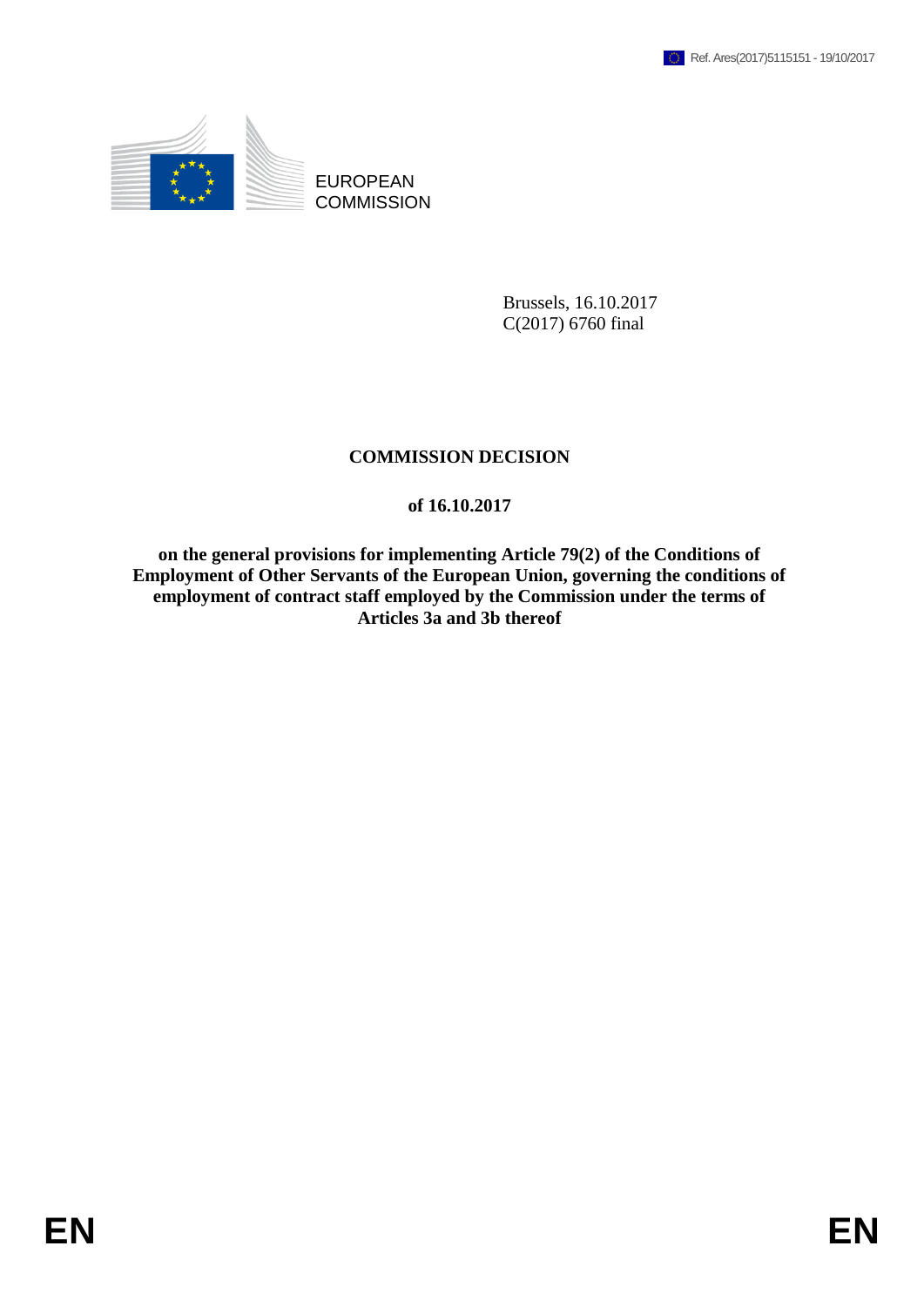Ref. Ares(2017)5115151 - 19/10/2017

EUROPEAN COMMISSION

Brussels, 16.10.2017
C(2017) 6760 final

# COMMISSION DECISION

**of 16.10.2017**

**on the general provisions for implementing Article 79(2) of the Conditions of Employment of Other Servants of the European Union, governing the conditions of employment of contract staff employed by the Commission under the terms of Articles 3a and 3b thereof**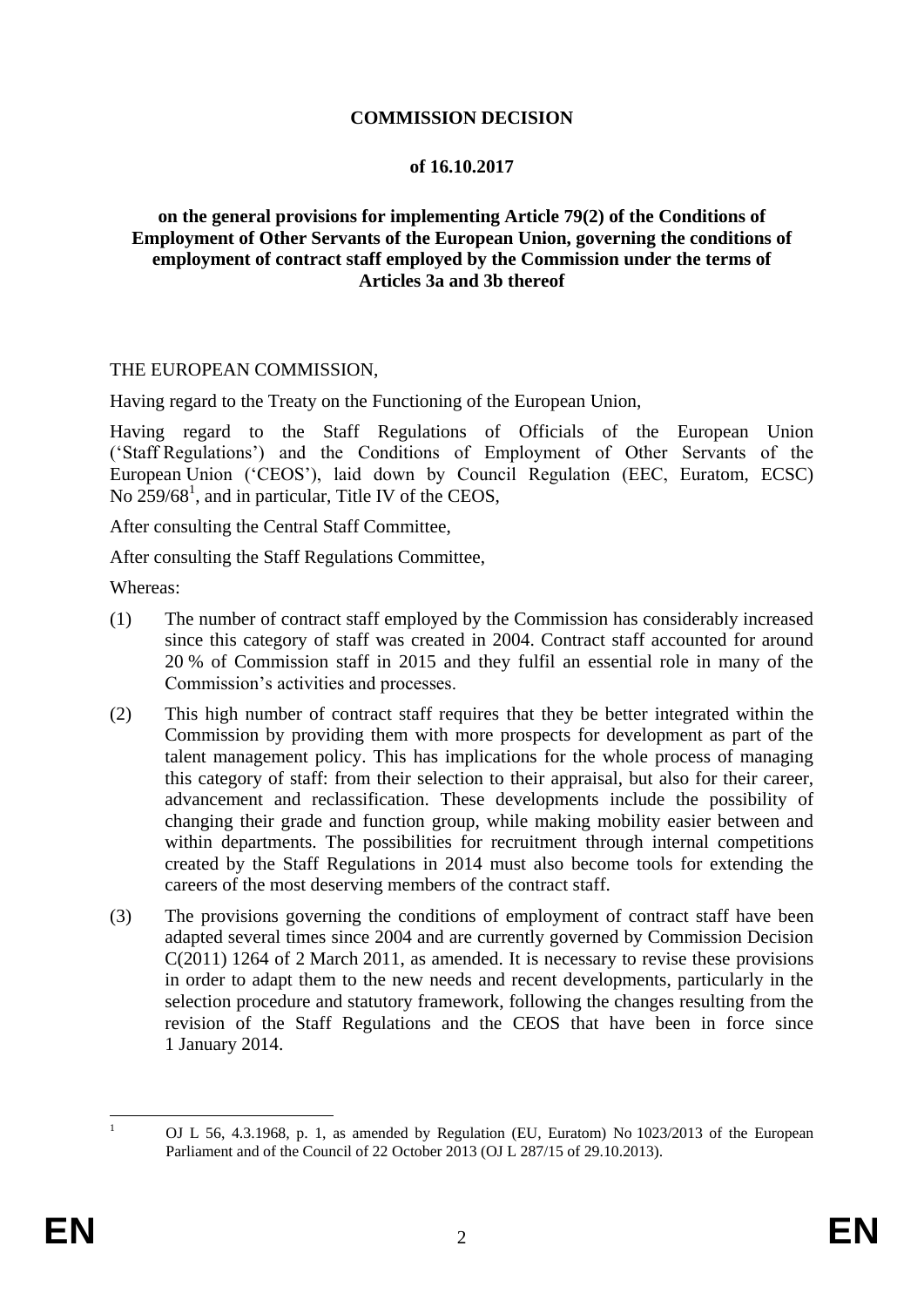**COMMISSION DECISION**

**of 16.10.2017**

**on the general provisions for implementing Article 79(2) of the Conditions of Employment of Other Servants of the European Union, governing the conditions of employment of contract staff employed by the Commission under the terms of Articles 3a and 3b thereof**

THE EUROPEAN COMMISSION,

Having regard to the Treaty on the Functioning of the European Union,

Having regard to the Staff Regulations of Officials of the European Union ('Staff Regulations') and the Conditions of Employment of Other Servants of the European Union ('CEOS'), laid down by Council Regulation (EEC, Euratom, ECSC) No 259/68[1], and in particular, Title IV of the CEOS,

After consulting the Central Staff Committee,

After consulting the Staff Regulations Committee,

Whereas:

(1) The number of contract staff employed by the Commission has considerably increased since this category of staff was created in 2004. Contract staff accounted for around 20 % of Commission staff in 2015 and they fulfil an essential role in many of the Commission's activities and processes.

(2) This high number of contract staff requires that they be better integrated within the Commission by providing them with more prospects for development as part of the talent management policy. This has implications for the whole process of managing this category of staff: from their selection to their appraisal, but also for their career, advancement and reclassification. These developments include the possibility of changing their grade and function group, while making mobility easier between and within departments. The possibilities for recruitment through internal competitions created by the Staff Regulations in 2014 must also become tools for extending the careers of the most deserving members of the contract staff.

(3) The provisions governing the conditions of employment of contract staff have been adapted several times since 2004 and are currently governed by Commission Decision C(2011) 1264 of 2 March 2011, as amended. It is necessary to revise these provisions in order to adapt them to the new needs and recent developments, particularly in the selection procedure and statutory framework, following the changes resulting from the revision of the Staff Regulations and the CEOS that have been in force since 1 January 2014.

[1] OJ L 56, 4.3.1968, p. 1, as amended by Regulation (EU, Euratom) No 1023/2013 of the European Parliament and of the Council of 22 October 2013 (OJ L 287/15 of 29.10.2013).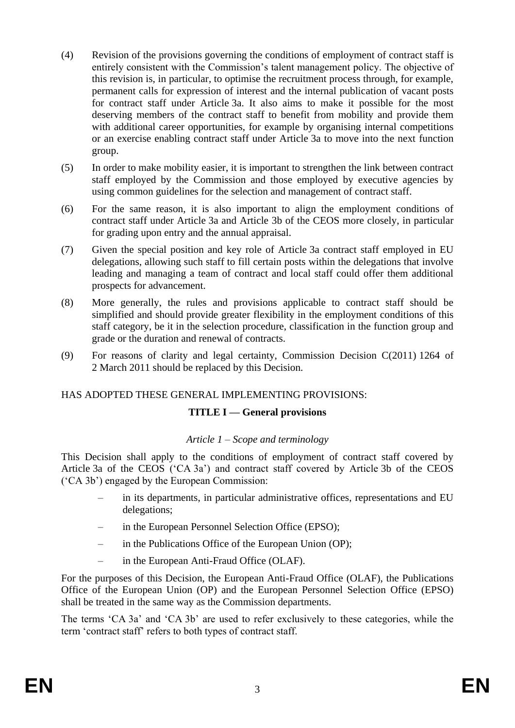(4) Revision of the provisions governing the conditions of employment of contract staff is entirely consistent with the Commission's talent management policy. The objective of this revision is, in particular, to optimise the recruitment process through, for example, permanent calls for expression of interest and the internal publication of vacant posts for contract staff under Article 3a. It also aims to make it possible for the most deserving members of the contract staff to benefit from mobility and provide them with additional career opportunities, for example by organising internal competitions or an exercise enabling contract staff under Article 3a to move into the next function group.

(5) In order to make mobility easier, it is important to strengthen the link between contract staff employed by the Commission and those employed by executive agencies by using common guidelines for the selection and management of contract staff.

(6) For the same reason, it is also important to align the employment conditions of contract staff under Article 3a and Article 3b of the CEOS more closely, in particular for grading upon entry and the annual appraisal.

(7) Given the special position and key role of Article 3a contract staff employed in EU delegations, allowing such staff to fill certain posts within the delegations that involve leading and managing a team of contract and local staff could offer them additional prospects for advancement.

(8) More generally, the rules and provisions applicable to contract staff should be simplified and should provide greater flexibility in the employment conditions of this staff category, be it in the selection procedure, classification in the function group and grade or the duration and renewal of contracts.

(9) For reasons of clarity and legal certainty, Commission Decision C(2011) 1264 of 2 March 2011 should be replaced by this Decision.

HAS ADOPTED THESE GENERAL IMPLEMENTING PROVISIONS:

## TITLE I — General provisions

*Article 1 – Scope and terminology*

This Decision shall apply to the conditions of employment of contract staff covered by Article 3a of the CEOS ('CA 3a') and contract staff covered by Article 3b of the CEOS ('CA 3b') engaged by the European Commission:

- in its departments, in particular administrative offices, representations and EU delegations;
- in the European Personnel Selection Office (EPSO);
- in the Publications Office of the European Union (OP);
- in the European Anti-Fraud Office (OLAF).

For the purposes of this Decision, the European Anti-Fraud Office (OLAF), the Publications Office of the European Union (OP) and the European Personnel Selection Office (EPSO) shall be treated in the same way as the Commission departments.

The terms 'CA 3a' and 'CA 3b' are used to refer exclusively to these categories, while the term 'contract staff' refers to both types of contract staff.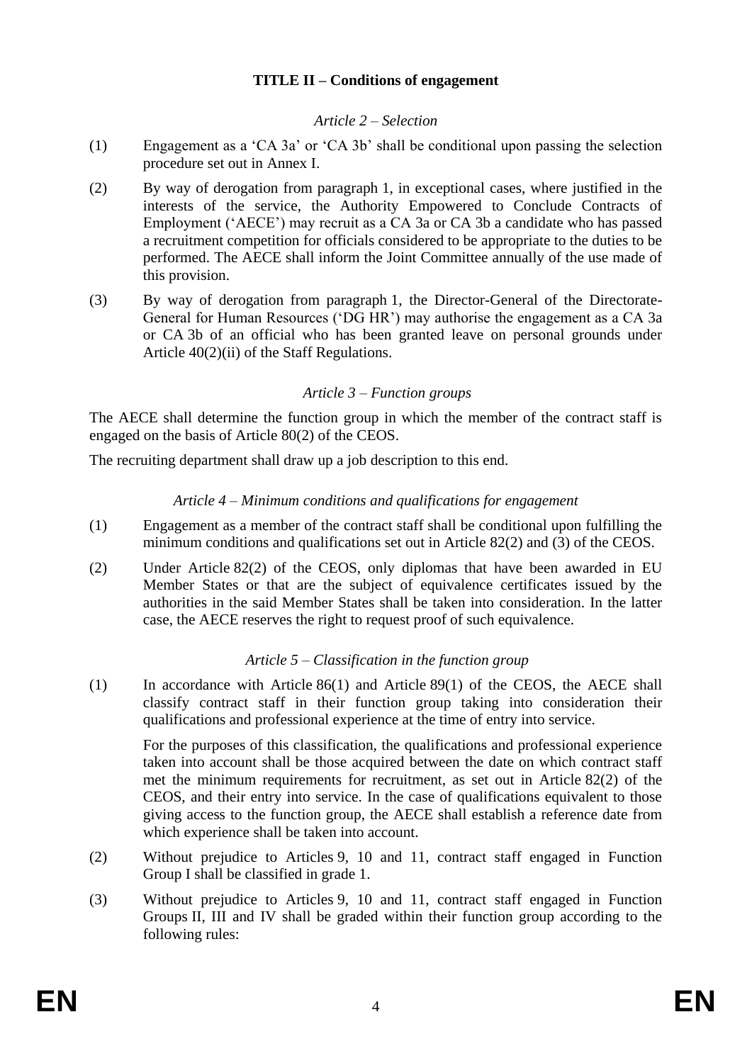## TITLE II – Conditions of engagement

### *Article 2 – Selection*

(1) Engagement as a 'CA 3a' or 'CA 3b' shall be conditional upon passing the selection procedure set out in Annex I.

(2) By way of derogation from paragraph 1, in exceptional cases, where justified in the interests of the service, the Authority Empowered to Conclude Contracts of Employment ('AECE') may recruit as a CA 3a or CA 3b a candidate who has passed a recruitment competition for officials considered to be appropriate to the duties to be performed. The AECE shall inform the Joint Committee annually of the use made of this provision.

(3) By way of derogation from paragraph 1, the Director-General of the Directorate-General for Human Resources ('DG HR') may authorise the engagement as a CA 3a or CA 3b of an official who has been granted leave on personal grounds under Article 40(2)(ii) of the Staff Regulations.

### *Article 3 – Function groups*

The AECE shall determine the function group in which the member of the contract staff is engaged on the basis of Article 80(2) of the CEOS.

The recruiting department shall draw up a job description to this end.

### *Article 4 – Minimum conditions and qualifications for engagement*

(1) Engagement as a member of the contract staff shall be conditional upon fulfilling the minimum conditions and qualifications set out in Article 82(2) and (3) of the CEOS.

(2) Under Article 82(2) of the CEOS, only diplomas that have been awarded in EU Member States or that are the subject of equivalence certificates issued by the authorities in the said Member States shall be taken into consideration. In the latter case, the AECE reserves the right to request proof of such equivalence.

### *Article 5 – Classification in the function group*

(1) In accordance with Article 86(1) and Article 89(1) of the CEOS, the AECE shall classify contract staff in their function group taking into consideration their qualifications and professional experience at the time of entry into service.

For the purposes of this classification, the qualifications and professional experience taken into account shall be those acquired between the date on which contract staff met the minimum requirements for recruitment, as set out in Article 82(2) of the CEOS, and their entry into service. In the case of qualifications equivalent to those giving access to the function group, the AECE shall establish a reference date from which experience shall be taken into account.

(2) Without prejudice to Articles 9, 10 and 11, contract staff engaged in Function Group I shall be classified in grade 1.

(3) Without prejudice to Articles 9, 10 and 11, contract staff engaged in Function Groups II, III and IV shall be graded within their function group according to the following rules: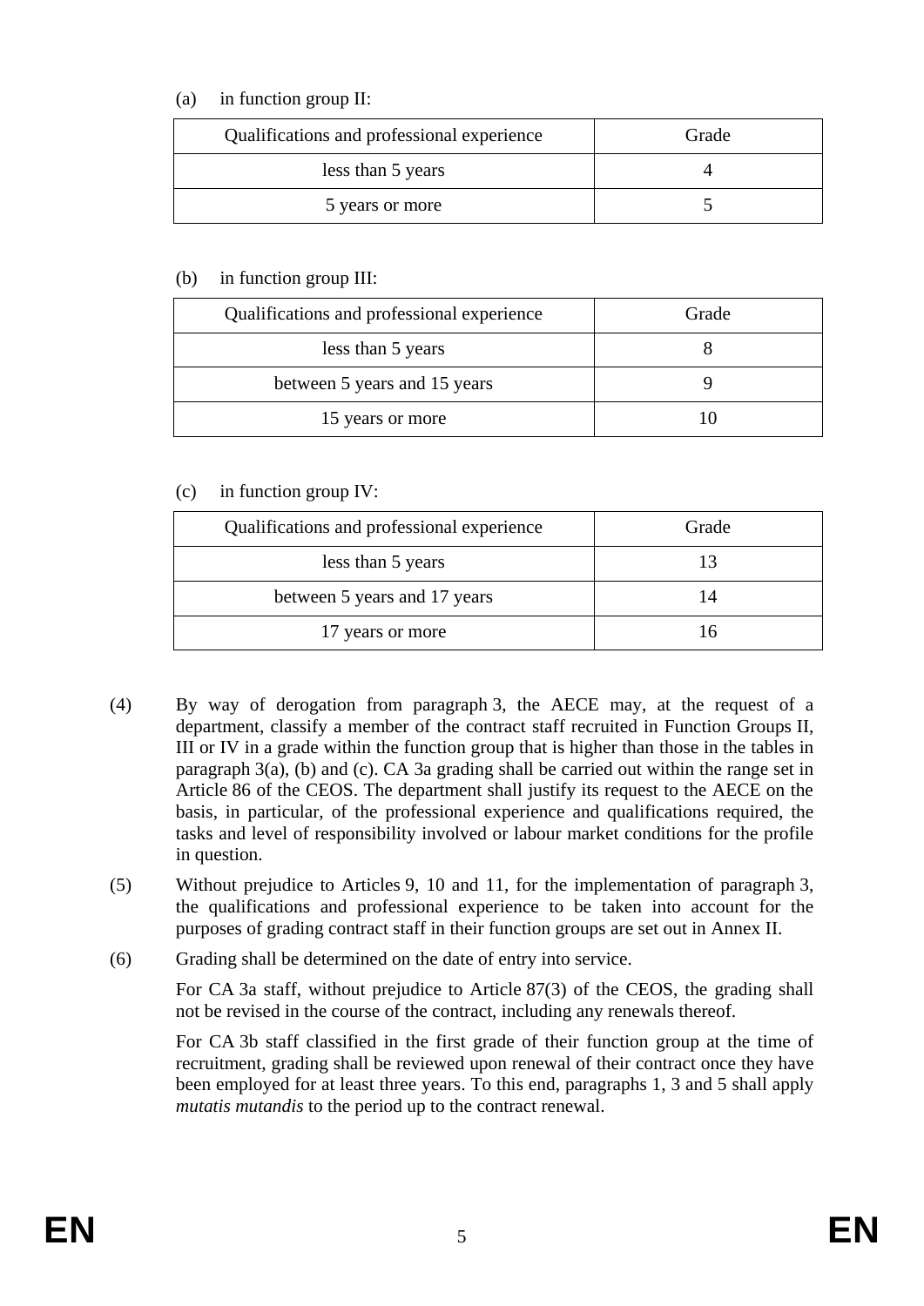(a) in function group II:

| Qualifications and professional experience | Grade |
|---|---|
| less than 5 years | 4 |
| 5 years or more | 5 |

(b) in function group III:

| Qualifications and professional experience | Grade |
|---|---|
| less than 5 years | 8 |
| between 5 years and 15 years | 9 |
| 15 years or more | 10 |

(c) in function group IV:

| Qualifications and professional experience | Grade |
|---|---|
| less than 5 years | 13 |
| between 5 years and 17 years | 14 |
| 17 years or more | 16 |

(4) By way of derogation from paragraph 3, the AECE may, at the request of a department, classify a member of the contract staff recruited in Function Groups II, III or IV in a grade within the function group that is higher than those in the tables in paragraph 3(a), (b) and (c). CA 3a grading shall be carried out within the range set in Article 86 of the CEOS. The department shall justify its request to the AECE on the basis, in particular, of the professional experience and qualifications required, the tasks and level of responsibility involved or labour market conditions for the profile in question.

(5) Without prejudice to Articles 9, 10 and 11, for the implementation of paragraph 3, the qualifications and professional experience to be taken into account for the purposes of grading contract staff in their function groups are set out in Annex II.

(6) Grading shall be determined on the date of entry into service.

For CA 3a staff, without prejudice to Article 87(3) of the CEOS, the grading shall not be revised in the course of the contract, including any renewals thereof.

For CA 3b staff classified in the first grade of their function group at the time of recruitment, grading shall be reviewed upon renewal of their contract once they have been employed for at least three years. To this end, paragraphs 1, 3 and 5 shall apply *mutatis mutandis* to the period up to the contract renewal.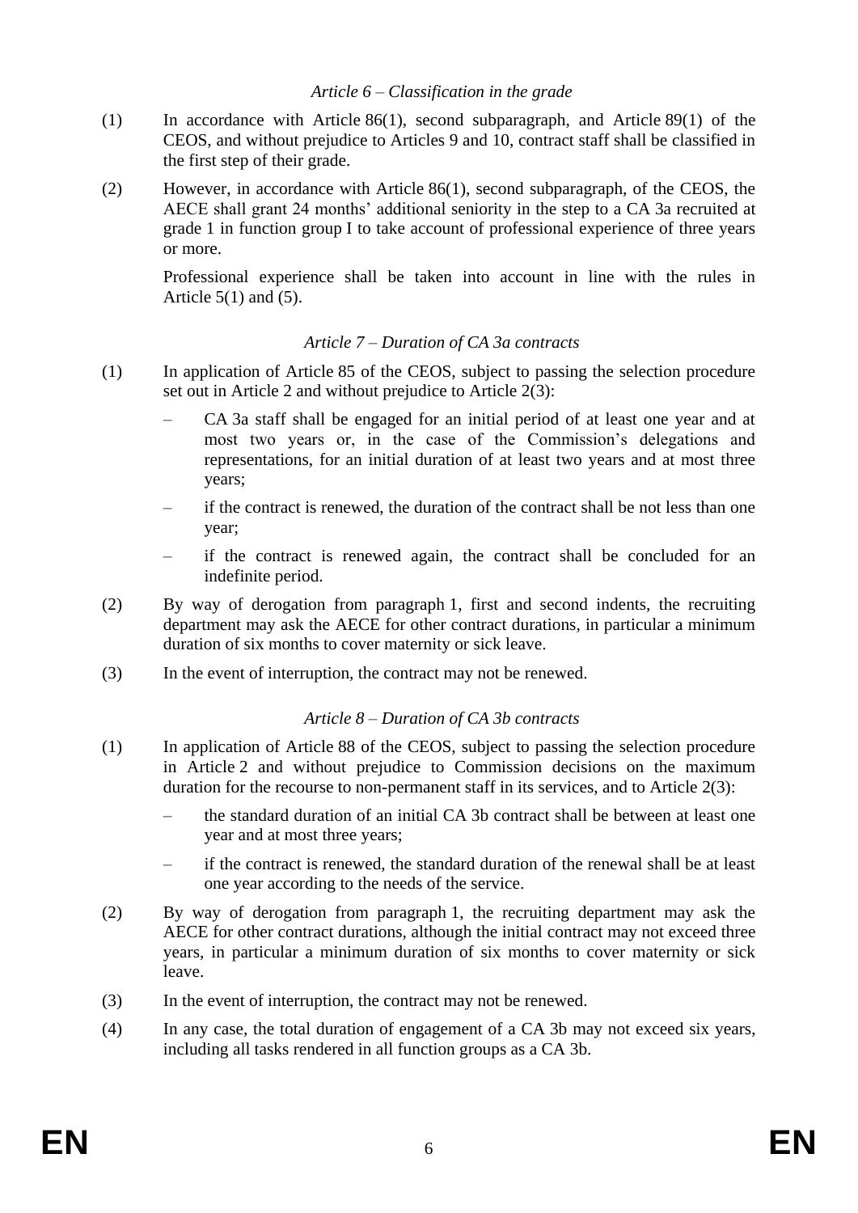*Article 6 – Classification in the grade*

(1) In accordance with Article 86(1), second subparagraph, and Article 89(1) of the CEOS, and without prejudice to Articles 9 and 10, contract staff shall be classified in the first step of their grade.

(2) However, in accordance with Article 86(1), second subparagraph, of the CEOS, the AECE shall grant 24 months' additional seniority in the step to a CA 3a recruited at grade 1 in function group I to take account of professional experience of three years or more.

Professional experience shall be taken into account in line with the rules in Article 5(1) and (5).

*Article 7 – Duration of CA 3a contracts*

(1) In application of Article 85 of the CEOS, subject to passing the selection procedure set out in Article 2 and without prejudice to Article 2(3):

– CA 3a staff shall be engaged for an initial period of at least one year and at most two years or, in the case of the Commission's delegations and representations, for an initial duration of at least two years and at most three years;

– if the contract is renewed, the duration of the contract shall be not less than one year;

– if the contract is renewed again, the contract shall be concluded for an indefinite period.

(2) By way of derogation from paragraph 1, first and second indents, the recruiting department may ask the AECE for other contract durations, in particular a minimum duration of six months to cover maternity or sick leave.

(3) In the event of interruption, the contract may not be renewed.

*Article 8 – Duration of CA 3b contracts*

(1) In application of Article 88 of the CEOS, subject to passing the selection procedure in Article 2 and without prejudice to Commission decisions on the maximum duration for the recourse to non-permanent staff in its services, and to Article 2(3):

– the standard duration of an initial CA 3b contract shall be between at least one year and at most three years;

– if the contract is renewed, the standard duration of the renewal shall be at least one year according to the needs of the service.

(2) By way of derogation from paragraph 1, the recruiting department may ask the AECE for other contract durations, although the initial contract may not exceed three years, in particular a minimum duration of six months to cover maternity or sick leave.

(3) In the event of interruption, the contract may not be renewed.

(4) In any case, the total duration of engagement of a CA 3b may not exceed six years, including all tasks rendered in all function groups as a CA 3b.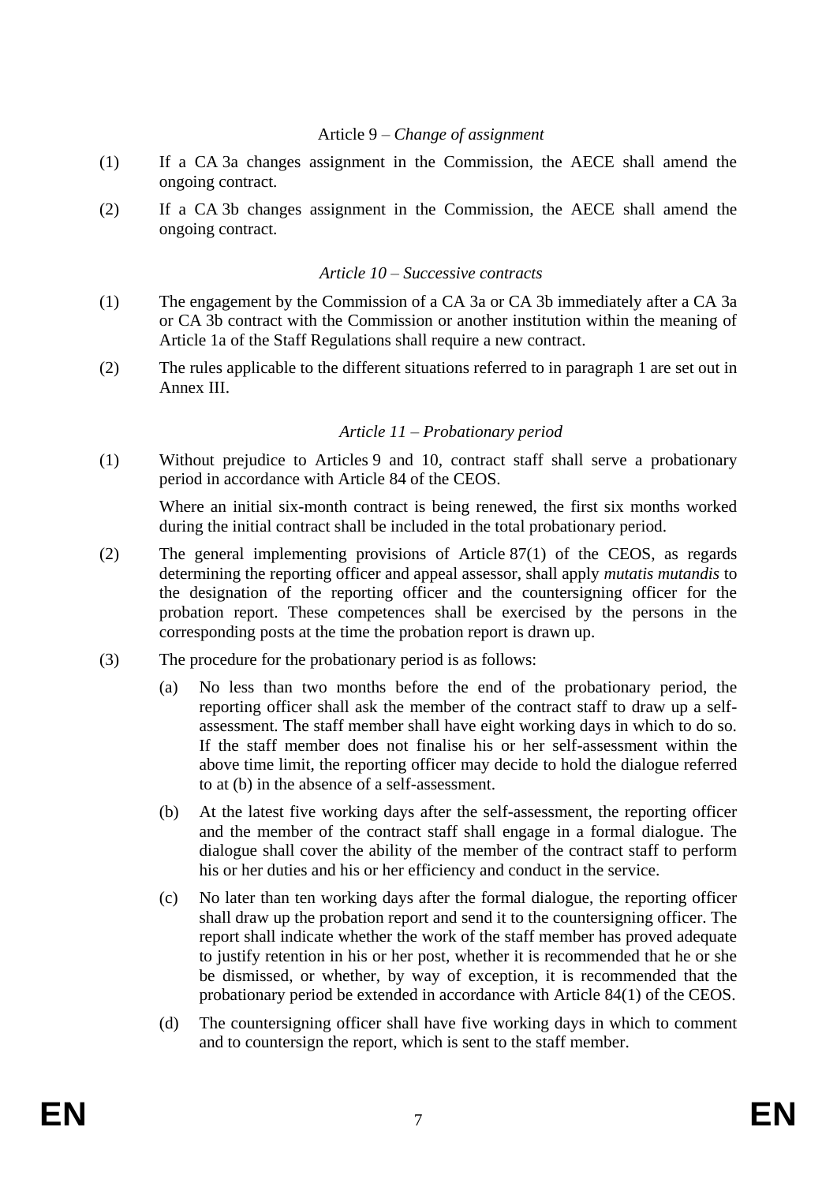Article 9 – *Change of assignment*

(1) If a CA 3a changes assignment in the Commission, the AECE shall amend the ongoing contract.

(2) If a CA 3b changes assignment in the Commission, the AECE shall amend the ongoing contract.

*Article 10 – Successive contracts*

(1) The engagement by the Commission of a CA 3a or CA 3b immediately after a CA 3a or CA 3b contract with the Commission or another institution within the meaning of Article 1a of the Staff Regulations shall require a new contract.

(2) The rules applicable to the different situations referred to in paragraph 1 are set out in Annex III.

*Article 11 – Probationary period*

(1) Without prejudice to Articles 9 and 10, contract staff shall serve a probationary period in accordance with Article 84 of the CEOS.

Where an initial six-month contract is being renewed, the first six months worked during the initial contract shall be included in the total probationary period.

(2) The general implementing provisions of Article 87(1) of the CEOS, as regards determining the reporting officer and appeal assessor, shall apply *mutatis mutandis* to the designation of the reporting officer and the countersigning officer for the probation report. These competences shall be exercised by the persons in the corresponding posts at the time the probation report is drawn up.

(3) The procedure for the probationary period is as follows:

(a) No less than two months before the end of the probationary period, the reporting officer shall ask the member of the contract staff to draw up a self-assessment. The staff member shall have eight working days in which to do so. If the staff member does not finalise his or her self-assessment within the above time limit, the reporting officer may decide to hold the dialogue referred to at (b) in the absence of a self-assessment.

(b) At the latest five working days after the self-assessment, the reporting officer and the member of the contract staff shall engage in a formal dialogue. The dialogue shall cover the ability of the member of the contract staff to perform his or her duties and his or her efficiency and conduct in the service.

(c) No later than ten working days after the formal dialogue, the reporting officer shall draw up the probation report and send it to the countersigning officer. The report shall indicate whether the work of the staff member has proved adequate to justify retention in his or her post, whether it is recommended that he or she be dismissed, or whether, by way of exception, it is recommended that the probationary period be extended in accordance with Article 84(1) of the CEOS.

(d) The countersigning officer shall have five working days in which to comment and to countersign the report, which is sent to the staff member.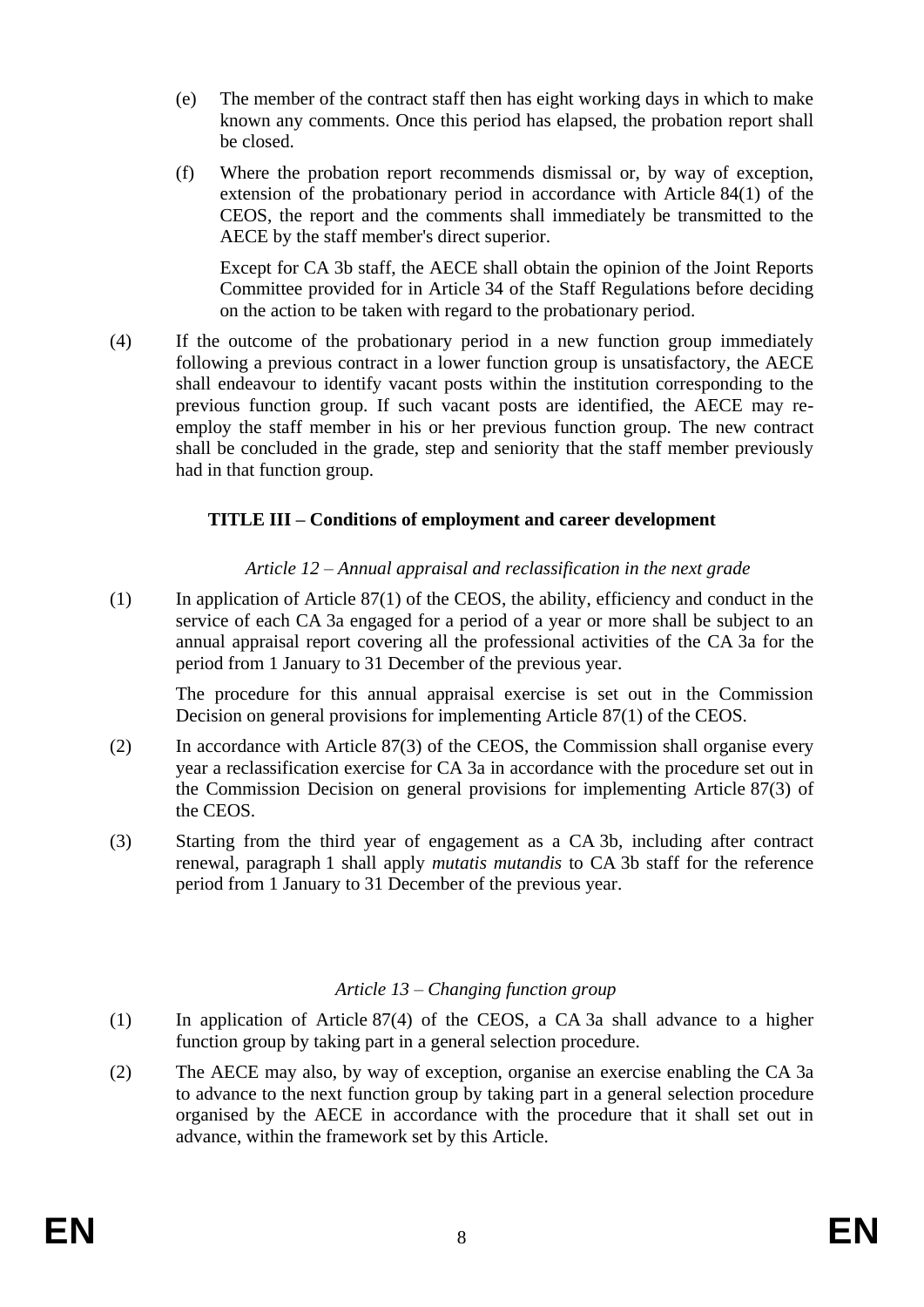(e) The member of the contract staff then has eight working days in which to make known any comments. Once this period has elapsed, the probation report shall be closed.

(f) Where the probation report recommends dismissal or, by way of exception, extension of the probationary period in accordance with Article 84(1) of the CEOS, the report and the comments shall immediately be transmitted to the AECE by the staff member's direct superior.

Except for CA 3b staff, the AECE shall obtain the opinion of the Joint Reports Committee provided for in Article 34 of the Staff Regulations before deciding on the action to be taken with regard to the probationary period.

(4) If the outcome of the probationary period in a new function group immediately following a previous contract in a lower function group is unsatisfactory, the AECE shall endeavour to identify vacant posts within the institution corresponding to the previous function group. If such vacant posts are identified, the AECE may re-employ the staff member in his or her previous function group. The new contract shall be concluded in the grade, step and seniority that the staff member previously had in that function group.

## TITLE III – Conditions of employment and career development

### *Article 12 – Annual appraisal and reclassification in the next grade*

(1) In application of Article 87(1) of the CEOS, the ability, efficiency and conduct in the service of each CA 3a engaged for a period of a year or more shall be subject to an annual appraisal report covering all the professional activities of the CA 3a for the period from 1 January to 31 December of the previous year.

The procedure for this annual appraisal exercise is set out in the Commission Decision on general provisions for implementing Article 87(1) of the CEOS.

(2) In accordance with Article 87(3) of the CEOS, the Commission shall organise every year a reclassification exercise for CA 3a in accordance with the procedure set out in the Commission Decision on general provisions for implementing Article 87(3) of the CEOS.

(3) Starting from the third year of engagement as a CA 3b, including after contract renewal, paragraph 1 shall apply *mutatis mutandis* to CA 3b staff for the reference period from 1 January to 31 December of the previous year.

### *Article 13 – Changing function group*

(1) In application of Article 87(4) of the CEOS, a CA 3a shall advance to a higher function group by taking part in a general selection procedure.

(2) The AECE may also, by way of exception, organise an exercise enabling the CA 3a to advance to the next function group by taking part in a general selection procedure organised by the AECE in accordance with the procedure that it shall set out in advance, within the framework set by this Article.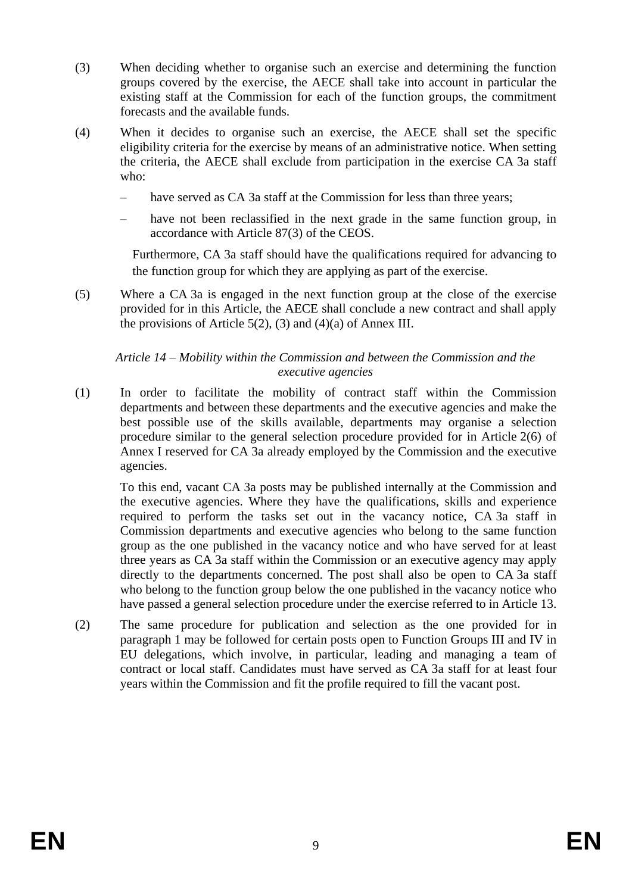(3) When deciding whether to organise such an exercise and determining the function groups covered by the exercise, the AECE shall take into account in particular the existing staff at the Commission for each of the function groups, the commitment forecasts and the available funds.

(4) When it decides to organise such an exercise, the AECE shall set the specific eligibility criteria for the exercise by means of an administrative notice. When setting the criteria, the AECE shall exclude from participation in the exercise CA 3a staff who:

- have served as CA 3a staff at the Commission for less than three years;
- have not been reclassified in the next grade in the same function group, in accordance with Article 87(3) of the CEOS.

Furthermore, CA 3a staff should have the qualifications required for advancing to the function group for which they are applying as part of the exercise.

(5) Where a CA 3a is engaged in the next function group at the close of the exercise provided for in this Article, the AECE shall conclude a new contract and shall apply the provisions of Article 5(2), (3) and (4)(a) of Annex III.

*Article 14 – Mobility within the Commission and between the Commission and the executive agencies*

(1) In order to facilitate the mobility of contract staff within the Commission departments and between these departments and the executive agencies and make the best possible use of the skills available, departments may organise a selection procedure similar to the general selection procedure provided for in Article 2(6) of Annex I reserved for CA 3a already employed by the Commission and the executive agencies.

To this end, vacant CA 3a posts may be published internally at the Commission and the executive agencies. Where they have the qualifications, skills and experience required to perform the tasks set out in the vacancy notice, CA 3a staff in Commission departments and executive agencies who belong to the same function group as the one published in the vacancy notice and who have served for at least three years as CA 3a staff within the Commission or an executive agency may apply directly to the departments concerned. The post shall also be open to CA 3a staff who belong to the function group below the one published in the vacancy notice who have passed a general selection procedure under the exercise referred to in Article 13.

(2) The same procedure for publication and selection as the one provided for in paragraph 1 may be followed for certain posts open to Function Groups III and IV in EU delegations, which involve, in particular, leading and managing a team of contract or local staff. Candidates must have served as CA 3a staff for at least four years within the Commission and fit the profile required to fill the vacant post.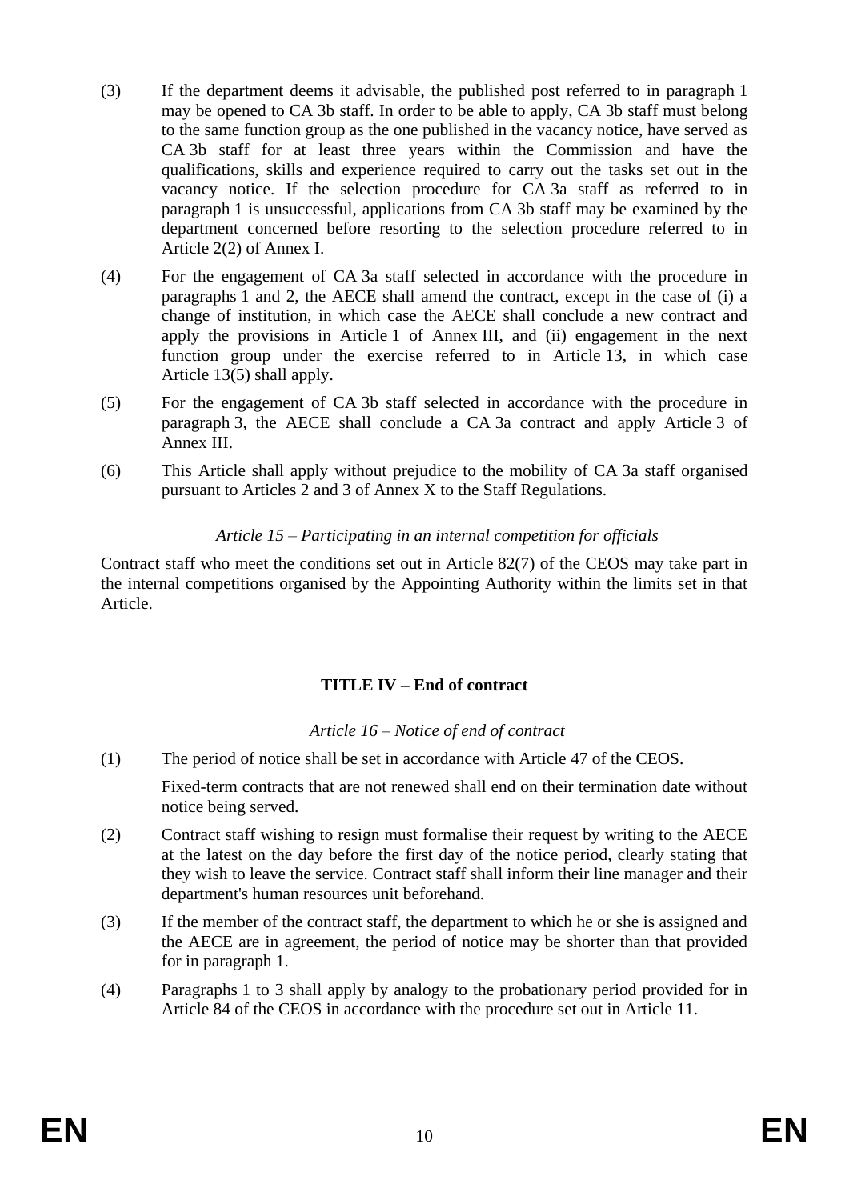(3) If the department deems it advisable, the published post referred to in paragraph 1 may be opened to CA 3b staff. In order to be able to apply, CA 3b staff must belong to the same function group as the one published in the vacancy notice, have served as CA 3b staff for at least three years within the Commission and have the qualifications, skills and experience required to carry out the tasks set out in the vacancy notice. If the selection procedure for CA 3a staff as referred to in paragraph 1 is unsuccessful, applications from CA 3b staff may be examined by the department concerned before resorting to the selection procedure referred to in Article 2(2) of Annex I.

(4) For the engagement of CA 3a staff selected in accordance with the procedure in paragraphs 1 and 2, the AECE shall amend the contract, except in the case of (i) a change of institution, in which case the AECE shall conclude a new contract and apply the provisions in Article 1 of Annex III, and (ii) engagement in the next function group under the exercise referred to in Article 13, in which case Article 13(5) shall apply.

(5) For the engagement of CA 3b staff selected in accordance with the procedure in paragraph 3, the AECE shall conclude a CA 3a contract and apply Article 3 of Annex III.

(6) This Article shall apply without prejudice to the mobility of CA 3a staff organised pursuant to Articles 2 and 3 of Annex X to the Staff Regulations.

*Article 15 – Participating in an internal competition for officials*

Contract staff who meet the conditions set out in Article 82(7) of the CEOS may take part in the internal competitions organised by the Appointing Authority within the limits set in that Article.

## TITLE IV – End of contract

*Article 16 – Notice of end of contract*

(1) The period of notice shall be set in accordance with Article 47 of the CEOS.

Fixed-term contracts that are not renewed shall end on their termination date without notice being served.

(2) Contract staff wishing to resign must formalise their request by writing to the AECE at the latest on the day before the first day of the notice period, clearly stating that they wish to leave the service. Contract staff shall inform their line manager and their department's human resources unit beforehand.

(3) If the member of the contract staff, the department to which he or she is assigned and the AECE are in agreement, the period of notice may be shorter than that provided for in paragraph 1.

(4) Paragraphs 1 to 3 shall apply by analogy to the probationary period provided for in Article 84 of the CEOS in accordance with the procedure set out in Article 11.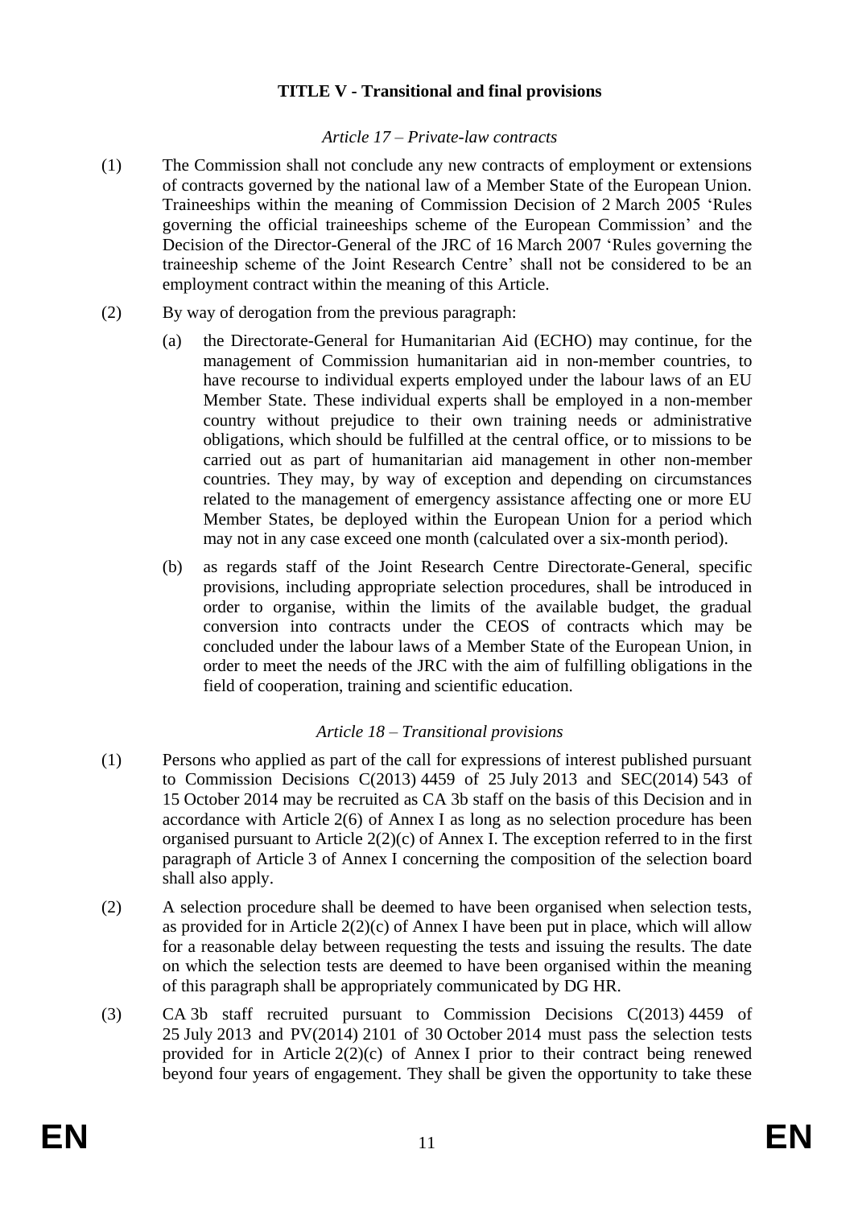## TITLE V - Transitional and final provisions

*Article 17 – Private-law contracts*

(1) The Commission shall not conclude any new contracts of employment or extensions of contracts governed by the national law of a Member State of the European Union. Traineeships within the meaning of Commission Decision of 2 March 2005 'Rules governing the official traineeships scheme of the European Commission' and the Decision of the Director-General of the JRC of 16 March 2007 'Rules governing the traineeship scheme of the Joint Research Centre' shall not be considered to be an employment contract within the meaning of this Article.

(2) By way of derogation from the previous paragraph:

(a) the Directorate-General for Humanitarian Aid (ECHO) may continue, for the management of Commission humanitarian aid in non-member countries, to have recourse to individual experts employed under the labour laws of an EU Member State. These individual experts shall be employed in a non-member country without prejudice to their own training needs or administrative obligations, which should be fulfilled at the central office, or to missions to be carried out as part of humanitarian aid management in other non-member countries. They may, by way of exception and depending on circumstances related to the management of emergency assistance affecting one or more EU Member States, be deployed within the European Union for a period which may not in any case exceed one month (calculated over a six-month period).

(b) as regards staff of the Joint Research Centre Directorate-General, specific provisions, including appropriate selection procedures, shall be introduced in order to organise, within the limits of the available budget, the gradual conversion into contracts under the CEOS of contracts which may be concluded under the labour laws of a Member State of the European Union, in order to meet the needs of the JRC with the aim of fulfilling obligations in the field of cooperation, training and scientific education.

*Article 18 – Transitional provisions*

(1) Persons who applied as part of the call for expressions of interest published pursuant to Commission Decisions C(2013) 4459 of 25 July 2013 and SEC(2014) 543 of 15 October 2014 may be recruited as CA 3b staff on the basis of this Decision and in accordance with Article 2(6) of Annex I as long as no selection procedure has been organised pursuant to Article 2(2)(c) of Annex I. The exception referred to in the first paragraph of Article 3 of Annex I concerning the composition of the selection board shall also apply.

(2) A selection procedure shall be deemed to have been organised when selection tests, as provided for in Article 2(2)(c) of Annex I have been put in place, which will allow for a reasonable delay between requesting the tests and issuing the results. The date on which the selection tests are deemed to have been organised within the meaning of this paragraph shall be appropriately communicated by DG HR.

(3) CA 3b staff recruited pursuant to Commission Decisions C(2013) 4459 of 25 July 2013 and PV(2014) 2101 of 30 October 2014 must pass the selection tests provided for in Article 2(2)(c) of Annex I prior to their contract being renewed beyond four years of engagement. They shall be given the opportunity to take these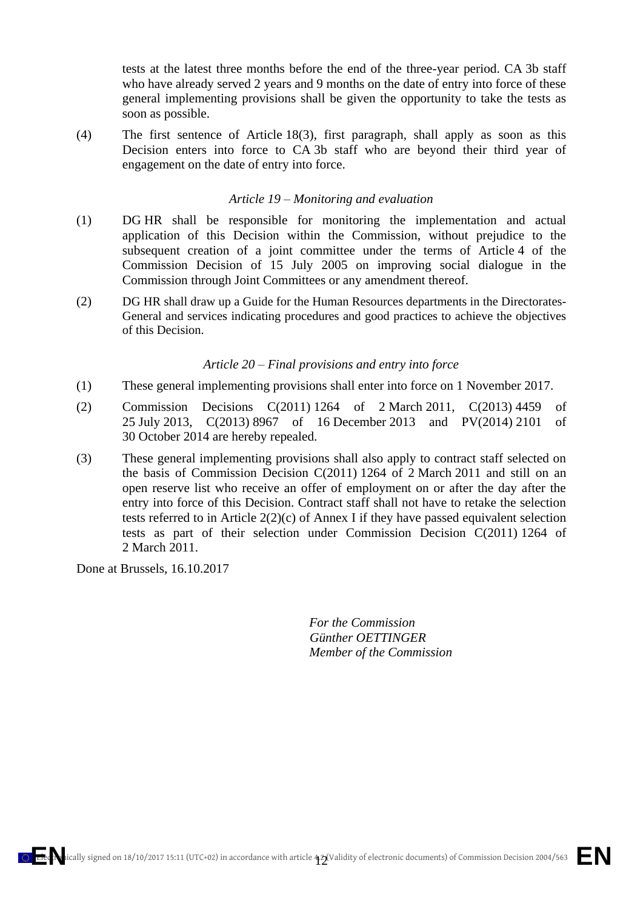tests at the latest three months before the end of the three-year period. CA 3b staff who have already served 2 years and 9 months on the date of entry into force of these general implementing provisions shall be given the opportunity to take the tests as soon as possible.

(4) The first sentence of Article 18(3), first paragraph, shall apply as soon as this Decision enters into force to CA 3b staff who are beyond their third year of engagement on the date of entry into force.

*Article 19 – Monitoring and evaluation*

(1) DG HR shall be responsible for monitoring the implementation and actual application of this Decision within the Commission, without prejudice to the subsequent creation of a joint committee under the terms of Article 4 of the Commission Decision of 15 July 2005 on improving social dialogue in the Commission through Joint Committees or any amendment thereof.

(2) DG HR shall draw up a Guide for the Human Resources departments in the Directorates-General and services indicating procedures and good practices to achieve the objectives of this Decision.

*Article 20 – Final provisions and entry into force*

(1) These general implementing provisions shall enter into force on 1 November 2017.

(2) Commission Decisions C(2011) 1264 of 2 March 2011, C(2013) 4459 of 25 July 2013, C(2013) 8967 of 16 December 2013 and PV(2014) 2101 of 30 October 2014 are hereby repealed.

(3) These general implementing provisions shall also apply to contract staff selected on the basis of Commission Decision C(2011) 1264 of 2 March 2011 and still on an open reserve list who receive an offer of employment on or after the day after the entry into force of this Decision. Contract staff shall not have to retake the selection tests referred to in Article 2(2)(c) of Annex I if they have passed equivalent selection tests as part of their selection under Commission Decision C(2011) 1264 of 2 March 2011.

Done at Brussels, 16.10.2017

*For the Commission*
*Günther OETTINGER*
*Member of the Commission*

Electronically signed on 18/10/2017 15:11 (UTC+02) in accordance with article 4.2 (Validity of electronic documents) of Commission Decision 2004/563